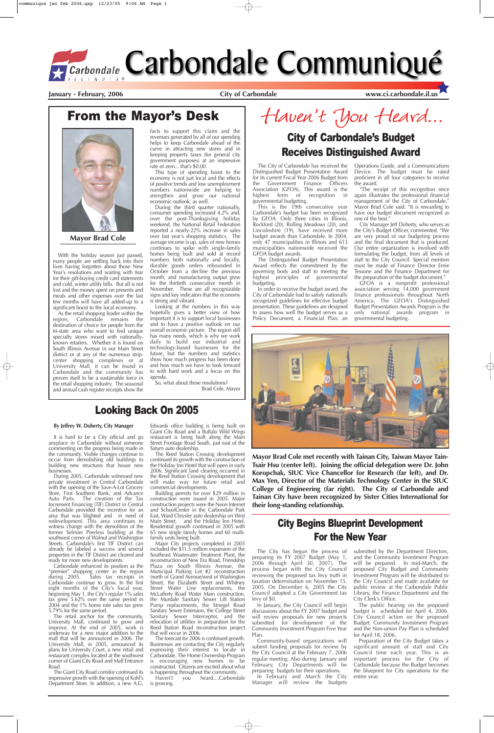# Carbondale Communiqué

January - February, 2006 | City of Carbondale | www.ci.carbondale.il.us

## From the Mayor's Desk

**Mayor Brad Cole**

With the holiday season just passed, many people are settling back into their lives having forgotten about those New Year's resolutions and waiting with fear for their gift-buying credit card statements and cold, winter utility bills. But all is not lost and the money spent on presents and meals and other expenses over the last few months will have all added-up to a significant boost to the local economy.

As the retail shopping leader within the region, Carbondale remains the destination of choice for people from the tri-state area who want to find unique specialty stores mixed with nationally-known retailers. Whether it is found on South Illinois Avenue in our Main Street district or at any of the numerous strip-center shopping complexes or at University Mall, it can be found in Carbondale and the community has proven itself to be a sustainable force in the retail shopping industry. The seasonal and annual cash register receipts show the facts to support this claim and the revenues generated by all of our spending helps to keep Carbondale ahead of the curve in attracting new stores and in keeping property taxes (for general city government purposes) at an impressive rate of zero... that's $0.00.

This type of spending boost to the economy is not just local and the effects of positive trends and low unemployment numbers nationwide are helping to strengthen and grow our national economic outlook, as well.

During the third quarter nationally, consumer spending increased 4.2% and, over the post-Thanksgiving holiday weekend, the National Retail Federation reported a nearly-22% increase in sales over last year's shopping statistics. The average income is up, sales of new homes continues to spike with single-family homes being built and sold at record numbers both nationally and locally, durable goods orders rebounded in October from a decline the previous month, and manufacturing output grew for the thirtieth consecutive month in November. These are all recognizable signs and key indicators that the economy is strong and vibrant.

Looking at the numbers in this way hopefully gives a better view of how important it is to support local businesses and to have a positive outlook on our overall economic picture. The region still has many needs, which is why we work daily to build our industrial and technology-based businesses for the future, but the numbers and statistics show how much progress has been done and how much we have to look forward to with hard work and a focus on this agenda.

So, what about those resolutions?

Brad Cole, Mayor

## Looking Back On 2005

**By Jeffrey W. Doherty, City Manager**

It is hard to be a City official and go anyplace in Carbondale without someone commenting on the progress being made in the community. Visible changes continue to occur from demolishing old buildings to building new structures that house new businesses.

During 2005, Carbondale witnessed new private investment in Central Carbondale with the opening of the Save-A-Lot Grocery Store, First Southern Bank, and Advance Auto Parts. The creation of the Tax Increment Financing (TIF) District in Central Carbondale provided the incentive for an area that was blighted and in need of redevelopment. This area continues to witness change with the demolition of the former Selmier Peerless building at the southwest corner of Walnut and Washington Streets. Carbondale's first TIF District can already be labeled a success and several properties in the TIF District are cleared and ready for more new developments.

Carbondale enhanced its position as the "premier" shopping center in the region during 2005. Sales tax receipts in Carbondale continue to grow. In the first eight months of the City's fiscal year, beginning May 1, the City's regular 1% sales tax grew 5.62% over the same period in 2004 and the 1% home rule sales tax grew 5.79% for the same period.

The retail anchor for the community, University Mall, continued to grow and improve. At the end of 2005, work is underway for a new major addition to the mall that will be announced in 2006. The University Mall, in 2005, announced its plans for University Court, a new retail and restaurant complex located at the southwest corner of Giant City Road and Mall Entrance Road.

The Giant City Road corridor continued its impressive growth with the opening of Kohl's Department Store. In addition, a new A.G. Edwards office building is being built on Giant City Road and a Buffalo Wild Wings restaurant is being built along the Main Street Frontage Road South, just east of the Saturn auto dealership.

The Reed Station Crossing development continued its growth with the construction of the Holiday Inn Hotel that will open in early 2006. Significant land clearing occurred in the Reed Station Crossing development that will make way for future retail and commercial developments.

Building permits for over $29 million in construction were issued in 2005. Major construction projects were the Neon Internet and SchoolCenter in the Carbondale Park East, Ward Chrysler auto dealership on West Main Street, and the Holiday Inn Hotel. Residential growth continued in 2005 with 65 new single family homes and 60 multi-family units being built.

Major City projects completed in 2005 included the $11.5 million expansion of the Southeast Wastewater Treatment Plant, the reconstruction of New Era Road, Friendship Plaza on South Illinois Avenue, the Municipal Parking Lot #2 reconstruction (north of Grand Avenue/west of Washington Street), the Elizabeth Street and Whitney Street Water Line replacements, the McLafferty Road Water Main construction, the Murdale Sanitary Sewer Lift Station Pump replacements, the Striegel Road Sanitary Sewer Extension, the College Street Sanitary Sewer Interceptor, and the relocation of utilities in preparation for the Reed Station Road reconstruction project that will occur in 2006.

The forecast for 2006 is continued growth. Businesses are contacting the City regularly expressing their interest to locate in Carbondale. The Home Ownership Program is encouraging new homes to be constructed. Citizens are excited about what is happening throughout the community.

Haven't you heard....Carbondale is growing.

# *Haven't You Heard...*

## City of Carbondale's Budget Receives Distinguished Award

The City of Carbondale has received the Distinguished Budget Presentation Award for its current Fiscal Year 2006 Budget from the Government Finance Officers Association (GFOA). This award is the highest form of recognition in governmental budgeting.

This is the 19th consecutive year Carbondale's budget has been recognized by GFOA. Only three cities in Illinois, Rockford (20), Rolling Meadows (20), and Lincolnshire (19), have received more budget awards than Carbondale. In 2004, only 47 municipalities in Illinois and 613 municipalities nationwide received the GFOA budget awards.

The Distinguished Budget Presentation Award reflects the commitment by the governing body and staff to meeting the highest principles of governmental budgeting.

In order to receive the budget award, the City of Carbondale had to satisfy nationally recognized guidelines for effective budget presentation. These guidelines are designed to assess how well the budget serves as a Policy Document, a Financial Plan, an Operations Guide, and a Communications Device. The budget must be rated proficient in all four categories to receive the award.

"The receipt of this recognition once again illustrates the professional financial management of the City of Carbondale," Mayor Brad Cole said. "It is rewarding to have our budget document recognized as one of the best."

City Manager Jeff Doherty, who serves as the City's Budget Officer, commented, "We are very proud of our budgeting process and the final document that is produced. Our entire organization is involved with formulating the budget, from all levels of staff to the City Council. Special mention must be made of Finance Director Ernie Tessone and the Finance Department for the preparation of the budget document."

GFOA is a nonprofit professional association serving 14,000 government finance professionals throughout North America. The GFOA's Distinguished Budget Presentation Awards Program is the only national awards program in governmental budgeting.

**Mayor Brad Cole met recently with Tainan City, Taiwan Mayor Tain-Tsair Hsu (center left). Joining the official delegation were Dr. John Koropchak, SIUC Vice Chancellor for Research (far left), and Dr. Max Yen, Director of the Materials Technology Center in the SIUC College of Engineering (far right). The City of Carbondale and Tainan City have been recognized by Sister Cities International for their long-standing relationship.**

## City Begins Blueprint Development For the New Year

The City has begun the process of preparing its FY 2007 Budget (May 1, 2006 through April 30, 2007). The process began with the City Council reviewing the proposed tax levy truth in taxation determination on November 15, 2005. On December 6, 2005 the City Council adopted a City Government tax levy of $0.

In January, the City Council will begin discussions about the FY 2007 budget and will review proposals for new projects submitted for development of the Community Investment Program Five Year Plan.

Community-based organizations will submit funding proposals for review by the City Council at the February 7, 2006 regular meeting. Also during January and February, City Departments will be preparing budgets for their operations.

In February and March the City Manager will review the budgets submitted by the Department Directors, and the Community Investment Program will be prepared. In mid-March, the proposed City Budget and Community Investment Program will be distributed to the City Council and made available for public review at the Carbondale Public Library, the Finance Department and the City Clerk's Office.

The public hearing on the proposed budget is scheduled for April 4, 2006. City Council action on the proposed Budget, Community Investment Program and the Non-union Pay Plan is scheduled for April 18, 2006.

Preparation of the City Budget takes a significant amount of staff and City Council time each year. This is an important process for the City of Carbondale because the Budget becomes the blueprint for City operations for the entire year.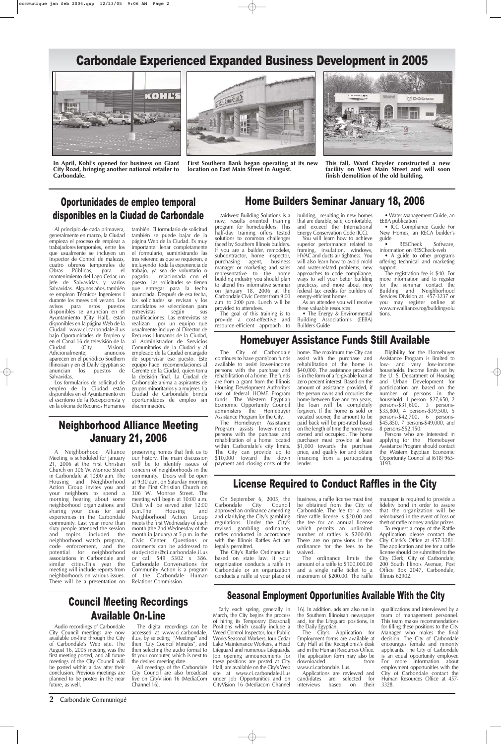# Carbondale Experienced Expanded Business Development in 2005

**In April, Kohl's opened for business on Giant City Road, bringing another national retailer to Carbondale.**

**First Southern Bank began operating at its new location on East Main Street in August.**

**This fall, Ward Chrysler constructed a new facility on West Main Street and will soon finish demolition of the old building.**

## Oportunidades de empleo temporal disponibles en la Ciudad de Carbondale

Al principio de cada primavera, generalmente en marzo, la Ciudad empieza el proceso de emplear a trabajadores temporales, entre los que usualmente se incluyen un Inspector de Control de malezas, cuatro obreros temporales de Obras Públicas, para el mantenimiento del Lago Cedar, un Jefe de Salvavidas y varios Salvavidas. Algunos años, también se emplean Técnicos Ingenieros I durante los meses del verano. Los avisos para estos puestos disponibles se anuncian en el Ayuntamiento (City Hall), están disponibles en la página Web de la Ciudad www.ci.carbondale.il.us bajo Oportunidades de Empleo y en el Canal 16 de televisión de la Ciudad (City Vision). Adicionalmente, anuncios aparecen en el periódico Southern Illinoisan y en el Daily Egyptian se anuncian los puestos de Salvavidas.

Los formularios de solicitud de empleo de la Ciudad están disponibles en el Ayuntamiento en el escritorio de la Recepcionista y en la oficina de Recursos Humanos también. El formulario de solicitud también se puede bajar de la página Web de la Ciudad. Es muy importante llenar completamente el formulario, suministrando las tres referencias que se requieren, e incluyendo toda la experiencia de trabajo, ya sea de voluntario o pagado, relacionada con el puesto. Las solicitudes se tienen que entregar para la fecha anunciada. Después de esa fecha, las solicitudes se revisan y los candidatos se seleccionan para entrevistas según sus cualificaciones. Las entrevistas se realizan por un equipo que usualmente incluye al Director de Recursos Humanos de la Ciudad, al Administrador de Servicios Comunitarios de la Ciudad y al empleado de la Ciudad encargado de supervisar ese puesto. Este equipo hace recomendaciones al Gerente de la Ciudad, quien toma la decisión final. La Ciudad de Carbondale anima a aspirantes de grupos minoritarios y a mujeres. La Ciudad de Carbondale brinda oportunidades de empleo sin discriminación.

## Home Builders Seminar January 18, 2006

Midwest Building Solutions is a new, results oriented training program for homebuilders. This half-day training offers tested solutions to common challenges faced by Southern Illinois builders. If you are a builder, remodeler, subcontractor, home inspector, purchasing agent, business manager or marketing and sales representative to the home building industry you should plan to attend this informative seminar on January 18, 2006 at the Carbondale Civic Center from 9:00 a.m. to 2:00 p.m. Lunch will be provided to attendees.

The goal of this training is to provide a cost-effective and resource-efficient approach to building, resulting in new homes that are durable, safe, comfortable, and exceed the International Energy Conservation Code (ICC).

You will learn how to achieve superior performance related to framing, insulation, windows, HVAC and ducts air tightness. You will also learn how to avoid mold and water-related problems, new approaches to code compliance, ways to sell your better building practices, and more about new federal tax credits for builders of energy-efficient homes.

As an attendee you will receive these valuable resources:

- The Energy & Environmental Building Association's (EEBA) Builders Guide
- Water Management Guide, an EEBA publication
- ICC Compliance Guide For New Homes, an RECA builder's guide
- RESCheck Software, information on RESCheck-web
- A guide to other programs offering technical and marketing support.

The registration fee is $40. For more information and to register for the seminar contact the Building and Neighborhood Services Division at 457-3237 or you may register online at www.mwalliance.rog/buildingsolutions.

## Homebuyer Assistance Funds Still Available

The City of Carbondale continues to have grant/loan funds available to assist lower-income persons with the purchase and rehabilitation of a home. The funds are from a grant from the Illinois Housing Development Authority's use of federal HOME Program funds. The Western Egyptian Economic Opportunity Council administers the Homebuyer Assistance Program for the City.

The Homebuyer Assistance Program assists lower-income persons with the purchase and rehabilitation of a home located within Carbondale's city limits. The City can provide up to $10,000 toward the down payment and closing costs of the home. The maximum the City can assist with the purchase and rehabilitation of the home is $40,000. The assistance provided is in the form of a forgivable loan at zero percent interest. Based on the amount of assistance provided, if the person owns and occupies the home between five and ten years, the loan will be completely forgiven. If the home is sold or vacated sooner, the amount to be paid back will be pro-rated based on the length of time the home was owned and occupied. The home purchaser must provide at least $1,000 towards the purchase price, and qualify for and obtain financing from a participating lender.

Eligibility for the Homebuyer Assistance Program is limited to low- and very low-income households. Income limits set by the U. S. Department of Housing and Urban Development for participation are based on the number of persons in the household: 1 person- $27,650, 2 persons-$31,600, 3 persons-$35,800, 4 persons-$39,500, 5 persons-$42,700, 6 persons-$45,850, 7 persons-$49,000, and 8 persons-$52,150.

Persons who are interested in applying for the Homebuyer Assistance Program should contact the Western Egyptian Economic Opportunity Council at (618) 965-3193.

## Neighborhood Alliance Meeting January 21, 2006

A Neighborhood Alliance Meeting is scheduled for January 21, 2006 at the First Christian Church on 306 W. Monroe Street in Carbondale at 10:00 a.m. The Housing and Neighborhood Action Group invites you and your neighbors to spend a morning hearing about some neighborhood organizations and sharing your ideas for and experiences in the Carbondale community. Last year more than sixty people attended the session and topics included the neighborhood watch program, code enforcement, and the potential for neighborhood associations in Carbondale and similar cities.This year the meeting will include reports from neighborhoods on various issues. There will be a presentation on preserving homes that link us to our history. The main discussion will be to identify issues of concern of neighborhoods in the community. Doors will be open at 9:30 a.m. on Saturday morning at the First Christian Church on 306 W. Monroe Street. The meeting will begin at 10:00 a.m. Chili will be served after 12:00 p.m.The Housing and Neighborhood Action Group meets the first Wednesday of each month (the 2nd Wednesday of the month in January) at 5 p.m. in the Civic Center. Questions or comments can be addressed to studycircles@ci.carbondale.il.us or call 549 5302 x 386. Carbondale Conversations for Community Action is a program of the Carbondale Human Relations Commission.

## License Required to Conduct Raffles in the City

On September 6, 2005, the Carbondale City Council approved an ordinance amending and clarifying the City's gambling regulations. Under the City's revised gambling ordinance, raffles conducted in accordance with the Illinois Raffles Act are legally permitted.

The City's Raffle Ordinance is based on state law. If your organization conducts a raffle in Carbondale or an organization conducts a raffle at your place of business, a raffle license must first be obtained from the City of Carbondale. The fee for a one-time raffle license is $20.00 and the fee for an annual license which permits an unlimited number of raffles is $200.00. There are no provisions in the ordinance for the fees to be waived.

The ordinance limits the amount of a raffle to $100,000.00 and a single raffle ticket to a maximum of $200.00. The raffle manager is required to provide a fidelity bond in order to assure that the organization will be reimbursed in the event of loss or theft of raffle money and/or prizes.

To request a copy of the Raffle Application please contact the City Clerk's Office at 457-3281. The application and fee for a raffle license should be submitted to the City Clerk, City of Carbondale, 200 South Illinois Avenue, Post Office Box 2047, Carbondale, Illinois 62902.

## Council Meeting Recordings Available On-Line

Audio recordings of Carbondale City Council meetings are now available on-line through the City of Carbondale's Web site. The August 16, 2005 meeting was the first meeting posted, and all future meetings of the City Council will be posted within a day after their conclusion. Previous meetings are planned to be posted in the near future, as well.

The digital recordings can be accessed at www.ci.carbondale.il.us, by selecting "Meetings" and then "City Council Minutes", and then selecting the audio format to fit your computer, which is next to the desired meeting date.

All meetings of the Carbondale City Council are also broadcast live on CityVision 16 (MediaCom Channel 16).

## Seasonal Employment Opportunities Available With the City

Early each spring, generally in March, the City begins the process of hiring its Temporary (Seasonal) Positions which usually include a Weed Control Inspector, four Public Works Seasonal Workers, four Cedar Lake Maintenance Workers, a Head Lifeguard and numerous Lifeguards. Job opening announcements for these positions are posted at City Hall, are available on the City's Web site at www.ci.carbondale.il.us under Job Opportunities and on CityVision 16 (Mediacom Channel 16). In addition, ads are also run in the Southern Illinoisan newspaper and, for the Lifeguard positions, in the Daily Egyptian.

The City's Application for Employment forms are available at City Hall at the Receptionist's desk and in the Human Resources Office. The application form may also be downloaded from www.ci.carbondale.il.us.

Applications are reviewed and candidates are selected for interviews based on their qualifications and interviewed by a team of management personnel. This team makes recommendations for filling these positions to the City Manager who makes the final decision. The City of Carbondale encourages female and minority applicants. The City of Carbondale is an equal opportunity employer. For more information about employment opportunities with the City of Carbondale contact the Human Resources Office at 457-3328.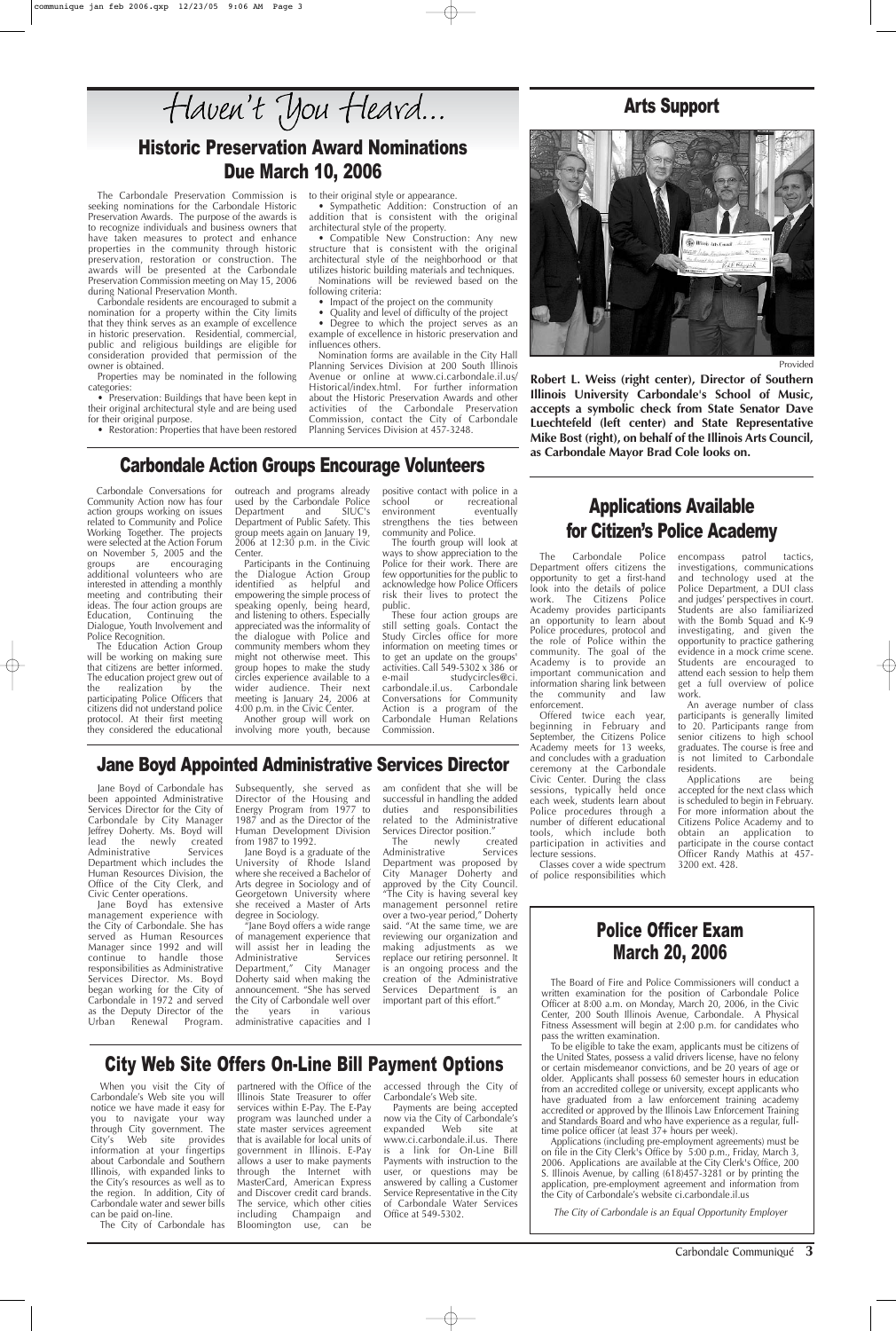# Haven't You Heard...

## Historic Preservation Award Nominations Due March 10, 2006

The Carbondale Preservation Commission is seeking nominations for the Carbondale Historic Preservation Awards. The purpose of the awards is to recognize individuals and business owners that have taken measures to protect and enhance properties in the community through historic preservation, restoration or construction. The awards will be presented at the Carbondale Preservation Commission meeting on May 15, 2006 during National Preservation Month.

Carbondale residents are encouraged to submit a nomination for a property within the City limits that they think serves as an example of excellence in historic preservation. Residential, commercial, public and religious buildings are eligible for consideration provided that permission of the owner is obtained.

Properties may be nominated in the following categories:

- Preservation: Buildings that have been kept in their original architectural style and are being used for their original purpose.
- Restoration: Properties that have been restored to their original style or appearance.
- Sympathetic Addition: Construction of an addition that is consistent with the original architectural style of the property.
- Compatible New Construction: Any new structure that is consistent with the original architectural style of the neighborhood or that utilizes historic building materials and techniques.

Nominations will be reviewed based on the following criteria:

- Impact of the project on the community
- Quality and level of difficulty of the project
- Degree to which the project serves as an example of excellence in historic preservation and influences others.

Nomination forms are available in the City Hall Planning Services Division at 200 South Illinois Avenue or online at www.ci.carbondale.il.us/Historical/index.html. For further information about the Historic Preservation Awards and other activities of the Carbondale Preservation Commission, contact the City of Carbondale Planning Services Division at 457-3248.

## Arts Support

Provided

**Robert L. Weiss (right center), Director of Southern Illinois University Carbondale's School of Music, accepts a symbolic check from State Senator Dave Luechtefeld (left center) and State Representative Mike Bost (right), on behalf of the Illinois Arts Council, as Carbondale Mayor Brad Cole looks on.**

## Carbondale Action Groups Encourage Volunteers

Carbondale Conversations for Community Action now has four action groups working on issues related to Community and Police Working Together. The projects were selected at the Action Forum on November 5, 2005 and the groups are encouraging additional volunteers who are interested in attending a monthly meeting and contributing their ideas. The four action groups are Education, Continuing the Dialogue, Youth Involvement and Police Recognition.

The Education Action Group will be working on making sure that citizens are better informed. The education project grew out of the realization by the participating Police Officers that citizens did not understand police protocol. At their first meeting they considered the educational outreach and programs already used by the Carbondale Police Department and SIUC's Department of Public Safety. This group meets again on January 19, 2006 at 12:30 p.m. in the Civic Center.

Participants in the Continuing the Dialogue Action Group identified as helpful and empowering the simple process of speaking openly, being heard, and listening to others. Especially appreciated was the informality of the dialogue with Police and community members whom they might not otherwise meet. This group hopes to make the study circles experience available to a wider audience. Their next meeting is January 24, 2006 at 4:00 p.m. in the Civic Center.

Another group will work on involving more youth, because positive contact with police in a school or recreational environment eventually strengthens the ties between community and Police.

The fourth group will look at ways to show appreciation to the Police for their work. There are few opportunities for the public to acknowledge how Police Officers risk their lives to protect the public.

These four action groups are still setting goals. Contact the Study Circles office for more information on meeting times or to get an update on the groups' activities. Call 549-5302 x 386 or e-mail studycircles@ci.carbondale.il.us. Carbondale Conversations for Community Action is a program of the Carbondale Human Relations Commission.

## Applications Available for Citizen's Police Academy

The Carbondale Police Department offers citizens the opportunity to get a first-hand look into the details of police work. The Citizens Police Academy provides participants an opportunity to learn about Police procedures, protocol and the role of Police within the community. The goal of the Academy is to provide an important communication and information sharing link between the community and law enforcement.

Offered twice each year, beginning in February and September, the Citizens Police Academy meets for 13 weeks, and concludes with a graduation ceremony at the Carbondale Civic Center. During the class sessions, typically held once each week, students learn about Police procedures through a number of different educational tools, which include both participation in activities and lecture sessions.

Classes cover a wide spectrum of police responsibilities which encompass patrol tactics, investigations, communications and technology used at the Police Department, a DUI class and judges' perspectives in court. Students are also familiarized with the Bomb Squad and K-9 investigating, and given the opportunity to practice gathering evidence in a mock crime scene. Students are encouraged to attend each session to help them get a full overview of police work.

An average number of class participants is generally limited to 20. Participants range from senior citizens to high school graduates. The course is free and is not limited to Carbondale residents.

Applications are being accepted for the next class which is scheduled to begin in February. For more information about the Citizens Police Academy and to obtain an application to participate in the course contact Officer Randy Mathis at 457-3200 ext. 428.

## Jane Boyd Appointed Administrative Services Director

Jane Boyd of Carbondale has been appointed Administrative Services Director for the City of Carbondale by City Manager Jeffrey Doherty. Ms. Boyd will lead the newly created Administrative Services Department which includes the Human Resources Division, the Office of the City Clerk, and Civic Center operations.

Jane Boyd has extensive management experience with the City of Carbondale. She has served as Human Resources Manager since 1992 and will continue to handle those responsibilities as Administrative Services Director. Ms. Boyd began working for the City of Carbondale in 1972 and served as the Deputy Director of the Urban Renewal Program. Subsequently, she served as Director of the Housing and Energy Program from 1977 to 1987 and as the Director of the Human Development Division from 1987 to 1992.

Jane Boyd is a graduate of the University of Rhode Island where she received a Bachelor of Arts degree in Sociology and of Georgetown University where she received a Master of Arts degree in Sociology.

"Jane Boyd offers a wide range of management experience that will assist her in leading the Administrative Services Department," City Manager Doherty said when making the announcement. "She has served the City of Carbondale well over the years in various administrative capacities and I am confident that she will be successful in handling the added duties and responsibilities related to the Administrative Services Director position."

The newly created Administrative Services Department was proposed by City Manager Doherty and approved by the City Council. "The City is having several key management personnel retire over a two-year period," Doherty said. "At the same time, we are reviewing our organization and making adjustments as we replace our retiring personnel. It is an ongoing process and the creation of the Administrative Services Department is an important part of this effort."

## Police Officer Exam March 20, 2006

The Board of Fire and Police Commissioners will conduct a written examination for the position of Carbondale Police Officer at 8:00 a.m. on Monday, March 20, 2006, in the Civic Center, 200 South Illinois Avenue, Carbondale. A Physical Fitness Assessment will begin at 2:00 p.m. for candidates who pass the written examination.

To be eligible to take the exam, applicants must be citizens of the United States, possess a valid drivers license, have no felony or certain misdemeanor convictions, and be 20 years of age or older. Applicants shall possess 60 semester hours in education from an accredited college or university, except applicants who have graduated from a law enforcement training academy accredited or approved by the Illinois Law Enforcement Training and Standards Board and who have experience as a regular, full-time police officer (at least 37+ hours per week).

Applications (including pre-employment agreements) must be on file in the City Clerk's Office by 5:00 p.m., Friday, March 3, 2006. Applications are available at the City Clerk's Office, 200 S. Illinois Avenue, by calling (618)457-3281 or by printing the application, pre-employment agreement and information from the City of Carbondale's website ci.carbondale.il.us

*The City of Carbondale is an Equal Opportunity Employer*

## City Web Site Offers On-Line Bill Payment Options

When you visit the City of Carbondale's Web site you will notice we have made it easy for you to navigate your way through City government. The City's Web site provides information at your fingertips about Carbondale and Southern Illinois, with expanded links to the City's resources as well as to the region. In addition, City of Carbondale water and sewer bills can be paid on-line.

The City of Carbondale has partnered with the Office of the Illinois State Treasurer to offer services within E-Pay. The E-Pay program was launched under a state master services agreement that is available for local units of government in Illinois. E-Pay allows a user to make payments through the Internet with MasterCard, American Express and Discover credit card brands. The service, which other cities including Champaign and Bloomington use, can be accessed through the City of Carbondale's Web site.

Payments are being accepted now via the City of Carbondale's expanded Web site at www.ci.carbondale.il.us. There is a link for On-Line Bill Payments with instruction to the user, or questions may be answered by calling a Customer Service Representative in the City of Carbondale Water Services Office at 549-5302.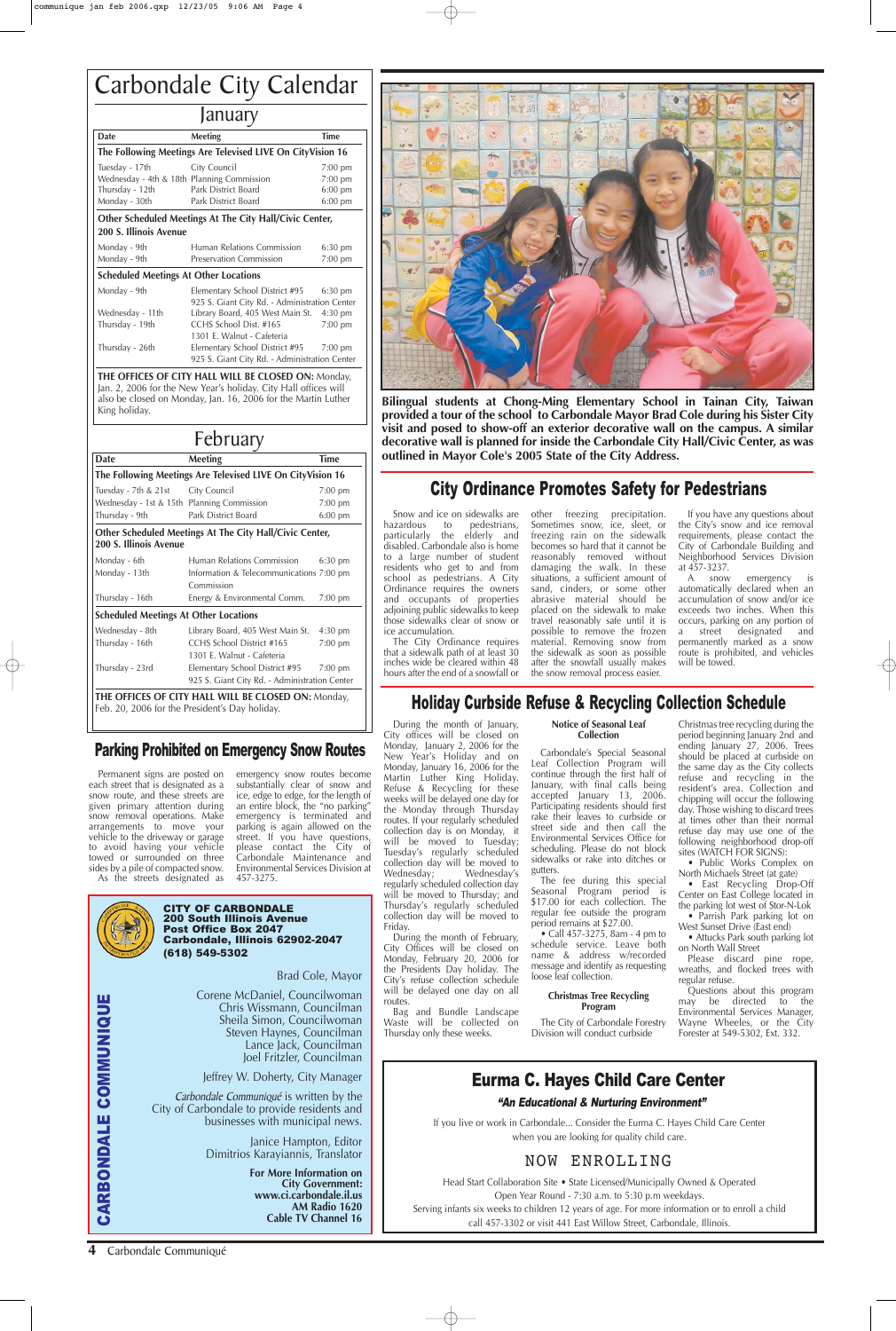# Carbondale City Calendar

## January

| Date | Meeting | Time |
|---|---|---|
| **The Following Meetings Are Televised LIVE On CityVision 16** | | |
| Tuesday - 17th | City Council | 7:00 pm |
| Wednesday - 4th & 18th | Planning Commission | 7:00 pm |
| Thursday - 12th | Park District Board | 6:00 pm |
| Monday - 30th | Park District Board | 6:00 pm |
| **Other Scheduled Meetings At The City Hall/Civic Center, 200 S. Illinois Avenue** | | |
| Monday - 9th | Human Relations Commission | 6:30 pm |
| Monday - 9th | Preservation Commission | 7:00 pm |
| **Scheduled Meetings At Other Locations** | | |
| Monday - 9th | Elementary School District #95 925 S. Giant City Rd. - Administration Center | 6:30 pm |
| Wednesday - 11th | Library Board, 405 West Main St. | 4:30 pm |
| Thursday - 19th | CCHS School Dist. #165 1301 E. Walnut - Cafeteria | 7:00 pm |
| Thursday - 26th | Elementary School District #95 925 S. Giant City Rd. - Administration Center | 7:00 pm |

**THE OFFICES OF CITY HALL WILL BE CLOSED ON:** Monday, Jan. 2, 2006 for the New Year's holiday. City Hall offices will also be closed on Monday, Jan. 16, 2006 for the Martin Luther King holiday.

## February

| Date | Meeting | Time |
|---|---|---|
| **The Following Meetings Are Televised LIVE On CityVision 16** | | |
| Tuesday - 7th & 21st | City Council | 7:00 pm |
| Wednesday - 1st & 15th | Planning Commission | 7:00 pm |
| Thursday - 9th | Park District Board | 6:00 pm |
| **Other Scheduled Meetings At The City Hall/Civic Center, 200 S. Illinois Avenue** | | |
| Monday - 6th | Human Relations Commission | 6:30 pm |
| Monday - 13th | Information & Telecommunications Commission | 7:00 pm |
| Thursday - 16th | Energy & Environmental Comm. | 7:00 pm |
| **Scheduled Meetings At Other Locations** | | |
| Wednesday - 8th | Library Board, 405 West Main St. | 4:30 pm |
| Thursday - 16th | CCHS School District #165 1301 E. Walnut - Cafeteria | 7:00 pm |
| Thursday - 23rd | Elementary School District #95 925 S. Giant City Rd. - Administration Center | 7:00 pm |

**THE OFFICES OF CITY HALL WILL BE CLOSED ON:** Monday, Feb. 20, 2006 for the President's Day holiday.

**Bilingual students at Chong-Ming Elementary School in Tainan City, Taiwan provided a tour of the school to Carbondale Mayor Brad Cole during his Sister City visit and posed to show-off an exterior decorative wall on the campus. A similar decorative wall is planned for inside the Carbondale City Hall/Civic Center, as was outlined in Mayor Cole's 2005 State of the City Address.**

## City Ordinance Promotes Safety for Pedestrians

Snow and ice on sidewalks are hazardous to pedestrians, particularly the elderly and disabled. Carbondale also is home to a large number of student residents who get to and from school as pedestrians. A City Ordinance requires the owners and occupants of properties adjoining public sidewalks to keep those sidewalks clear of snow or ice accumulation.

The City Ordinance requires that a sidewalk path of at least 30 inches wide be cleared within 48 hours after the end of a snowfall or other freezing precipitation. Sometimes snow, ice, sleet, or freezing rain on the sidewalk becomes so hard that it cannot be reasonably removed without damaging the walk. In these situations, a sufficient amount of sand, cinders, or some other abrasive material should be placed on the sidewalk to make travel reasonably safe until it is possible to remove the frozen material. Removing snow from the sidewalk as soon as possible after the snowfall usually makes the snow removal process easier.

If you have any questions about the City's snow and ice removal requirements, please contact the City of Carbondale Building and Neighborhood Services Division at 457-3237.

A snow emergency is automatically declared when an accumulation of snow and/or ice exceeds two inches. When this occurs, parking on any portion of a street designated and permanently marked as a snow route is prohibited, and vehicles will be towed.

## Parking Prohibited on Emergency Snow Routes

Permanent signs are posted on each street that is designated as a snow route, and these streets are given primary attention during snow removal operations. Make arrangements to move your vehicle to the driveway or garage to avoid having your vehicle towed or surrounded on three sides by a pile of compacted snow.

As the streets designated as emergency snow routes become substantially clear of snow and ice, edge to edge, for the length of an entire block, the "no parking" emergency is terminated and parking is again allowed on the street. If you have questions, please contact the City of Carbondale Maintenance and Environmental Services Division at 457-3275.

## Holiday Curbside Refuse & Recycling Collection Schedule

During the month of January, City offices will be closed on Monday, January 2, 2006 for the New Year's Holiday and on Monday, January 16, 2006 for the Martin Luther King Holiday. Refuse & Recycling for these weeks will be delayed one day for the Monday through Thursday routes. If your regularly scheduled collection day is on Monday, it will be moved to Tuesday; Tuesday's regularly scheduled collection day will be moved to Wednesday; Wednesday's regularly scheduled collection day will be moved to Thursday; and Thursday's regularly scheduled collection day will be moved to Friday.

During the month of February, City Offices will be closed on Monday, February 20, 2006 for the Presidents Day holiday. The City's refuse collection schedule will be delayed one day on all routes.

Bag and Bundle Landscape Waste will be collected on Thursday only these weeks.

### Notice of Seasonal Leaf Collection

Carbondale's Special Seasonal Leaf Collection Program will continue through the first half of January, with final calls being accepted January 13, 2006. Participating residents should first rake their leaves to curbside or street side and then call the Environmental Services Office for scheduling. Please do not block sidewalks or rake into ditches or gutters.

The fee during this special Seasonal Program period is $17.00 for each collection. The regular fee outside the program period remains at $27.00.

• Call 457-3275, 8am - 4 pm to schedule service. Leave both name & address w/recorded message and identify as requesting loose leaf collection.

### Christmas Tree Recycling Program

The City of Carbondale Forestry Division will conduct curbside Christmas tree recycling during the period beginning January 2nd and ending January 27, 2006. Trees should be placed at curbside on the same day as the City collects refuse and recycling in the resident's area. Collection and chipping will occur the following day. Those wishing to discard trees at times other than their normal refuse day may use one of the following neighborhood drop-off sites (WATCH FOR SIGNS):

- Public Works Complex on North Michaels Street (at gate)
- East Recycling Drop-Off Center on East College located in the parking lot west of Stor-N-Lok
- Parrish Park parking lot on West Sunset Drive (East end)
- Attucks Park south parking lot on North Wall Street

Please discard pine rope, wreaths, and flocked trees with regular refuse.

Questions about this program may be directed to the Environmental Services Manager, Wayne Wheeles, or the City Forester at 549-5302, Ext. 332.

**CARBONDALE COMMUNIQUE**

**CITY OF CARBONDALE**
**200 South Illinois Avenue**
**Post Office Box 2047**
**Carbondale, Illinois 62902-2047**
**(618) 549-5302**

Brad Cole, Mayor

Corene McDaniel, Councilwoman
Chris Wissmann, Councilman
Sheila Simon, Councilwoman
Steven Haynes, Councilman
Lance Jack, Councilman
Joel Fritzler, Councilman

Jeffrey W. Doherty, City Manager

*Carbondale Communiqué* is written by the City of Carbondale to provide residents and businesses with municipal news.

Janice Hampton, Editor
Dimitrios Karayiannis, Translator

**For More Information on City Government:**
**www.ci.carbondale.il.us**
**AM Radio 1620**
**Cable TV Channel 16**

## Eurma C. Hayes Child Care Center

***"An Educational & Nurturing Environment"***

If you live or work in Carbondale... Consider the Eurma C. Hayes Child Care Center when you are looking for quality child care.

NOW ENROLLING

Head Start Collaboration Site • State Licensed/Municipally Owned & Operated
Open Year Round - 7:30 a.m. to 5:30 p.m weekdays.
Serving infants six weeks to children 12 years of age. For more information or to enroll a child call 457-3302 or visit 441 East Willow Street, Carbondale, Illinois.